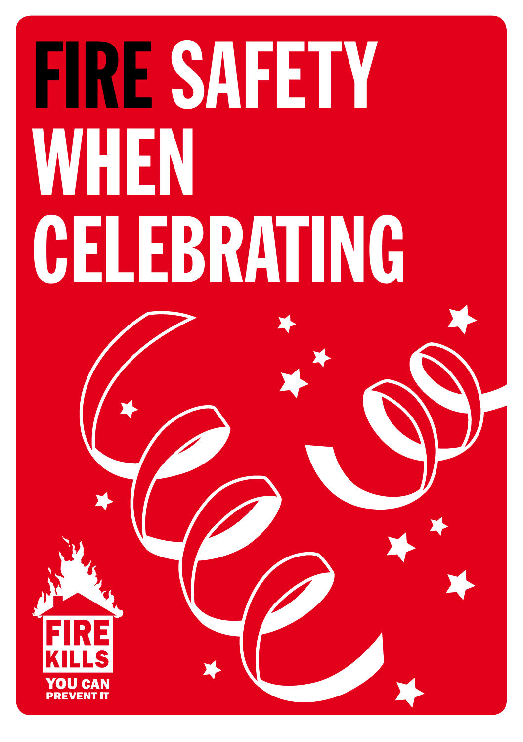# FIRE SAFETY WHEN CELEBRATING

FIRE KILLS

YOU CAN PREVENT IT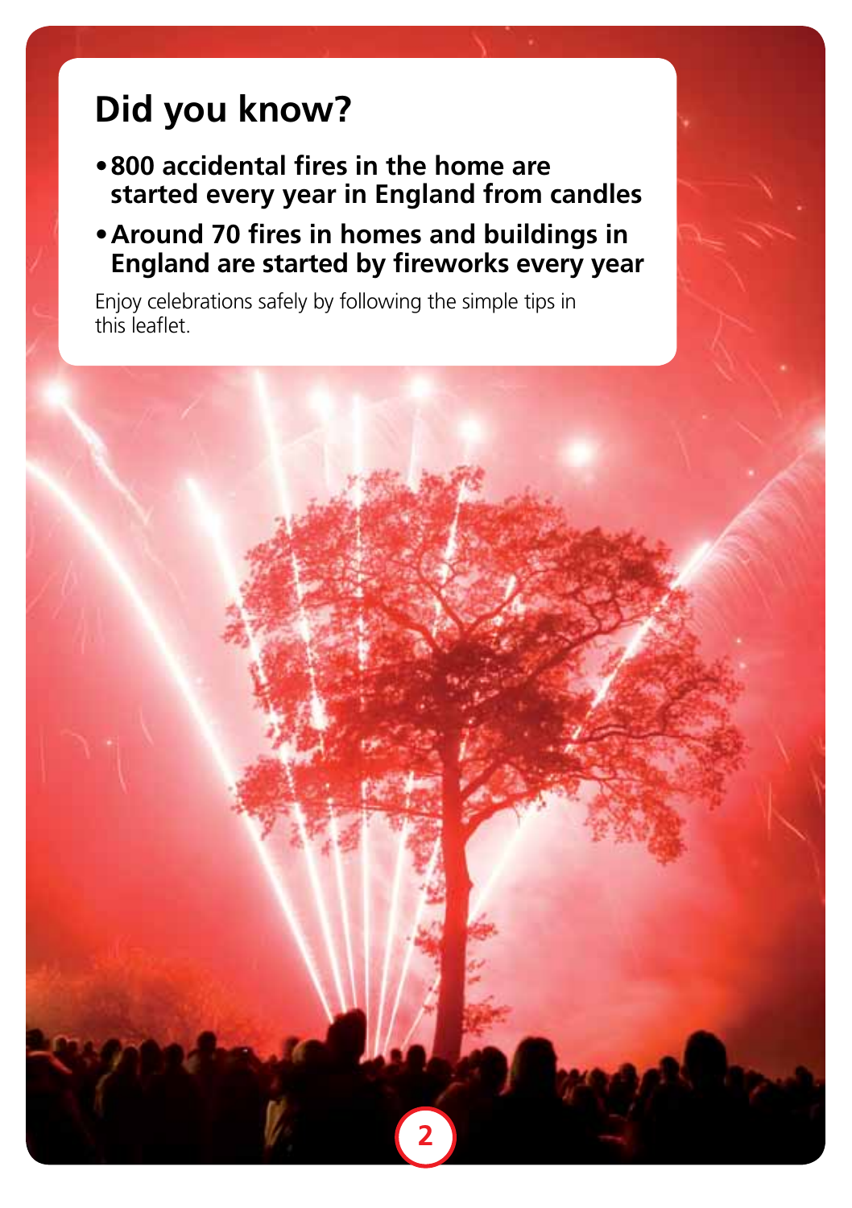# Did you know?

- **800 accidental fires in the home are started every year in England from candles**
- **Around 70 fires in homes and buildings in England are started by fireworks every year**

Enjoy celebrations safely by following the simple tips in this leaflet.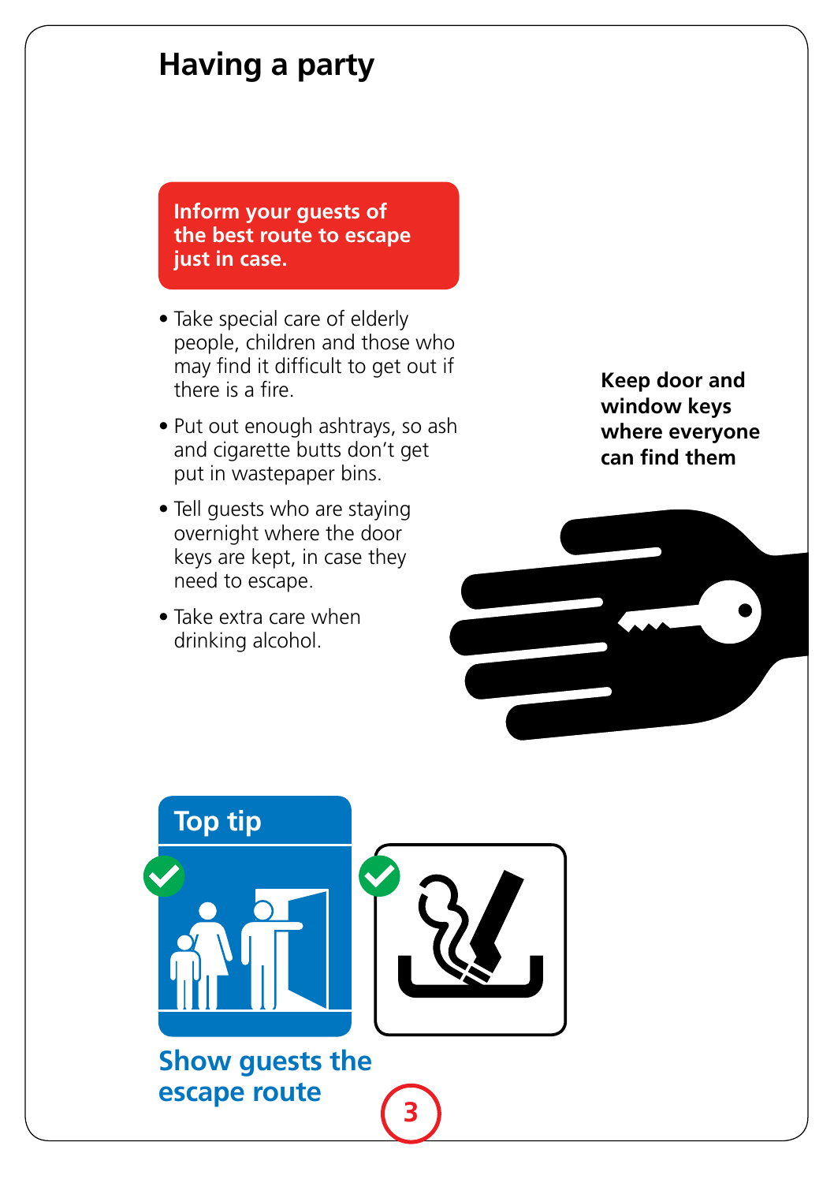# Having a party

**Inform your guests of the best route to escape just in case.**

- Take special care of elderly people, children and those who may find it difficult to get out if there is a fire.
- Put out enough ashtrays, so ash and cigarette butts don't get put in wastepaper bins.
- Tell guests who are staying overnight where the door keys are kept, in case they need to escape.
- Take extra care when drinking alcohol.

**Keep door and window keys where everyone can find them**

## Top tip

**Show guests the escape route**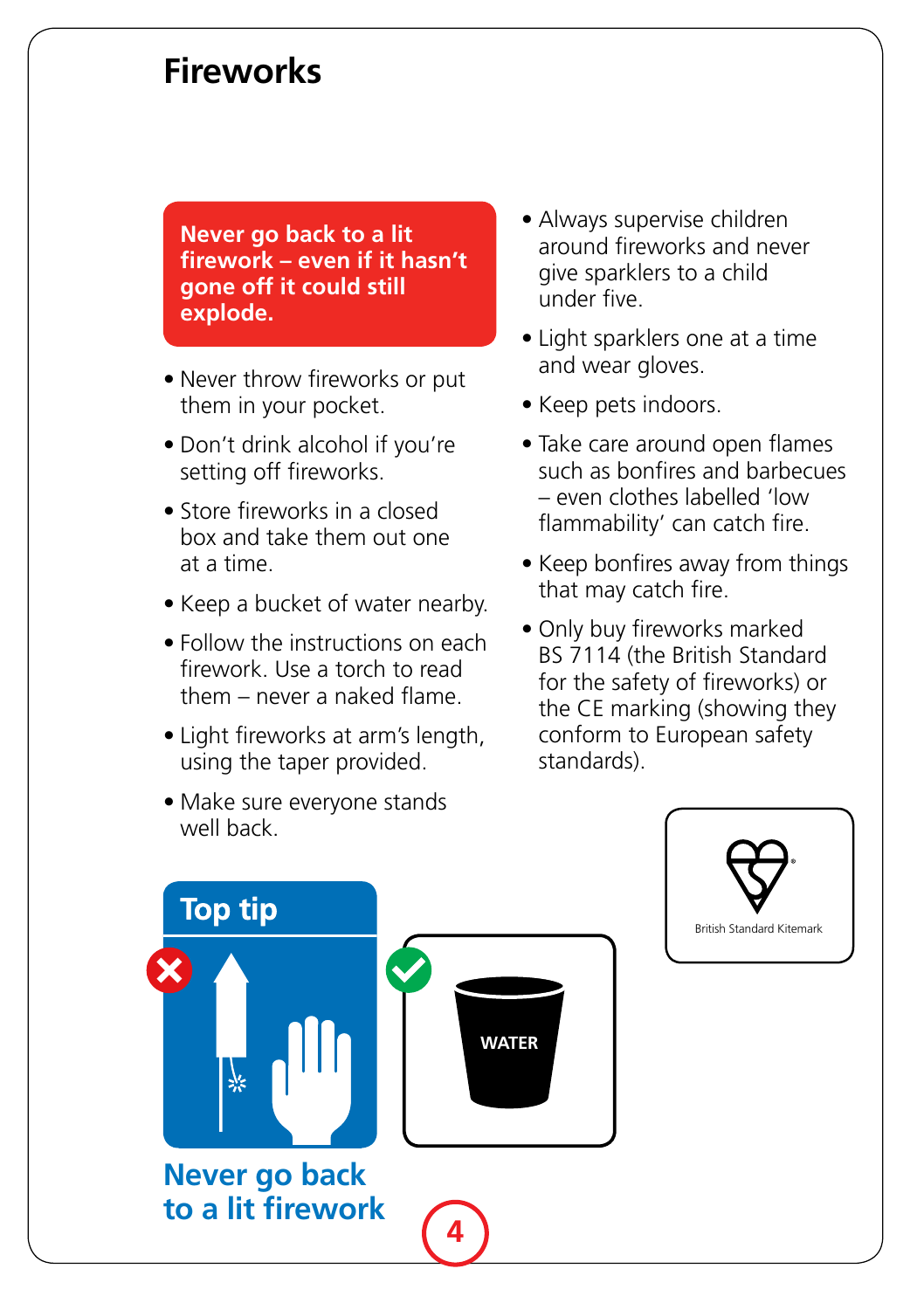# Fireworks

**Never go back to a lit firework – even if it hasn't gone off it could still explode.**

- Never throw fireworks or put them in your pocket.
- Don't drink alcohol if you're setting off fireworks.
- Store fireworks in a closed box and take them out one at a time.
- Keep a bucket of water nearby.
- Follow the instructions on each firework. Use a torch to read them – never a naked flame.
- Light fireworks at arm's length, using the taper provided.
- Make sure everyone stands well back.
- Always supervise children around fireworks and never give sparklers to a child under five.
- Light sparklers one at a time and wear gloves.
- Keep pets indoors.
- Take care around open flames such as bonfires and barbecues – even clothes labelled 'low flammability' can catch fire.
- Keep bonfires away from things that may catch fire.
- Only buy fireworks marked BS 7114 (the British Standard for the safety of fireworks) or the CE marking (showing they conform to European safety standards).

## Top tip

WATER

**Never go back to a lit firework**

British Standard Kitemark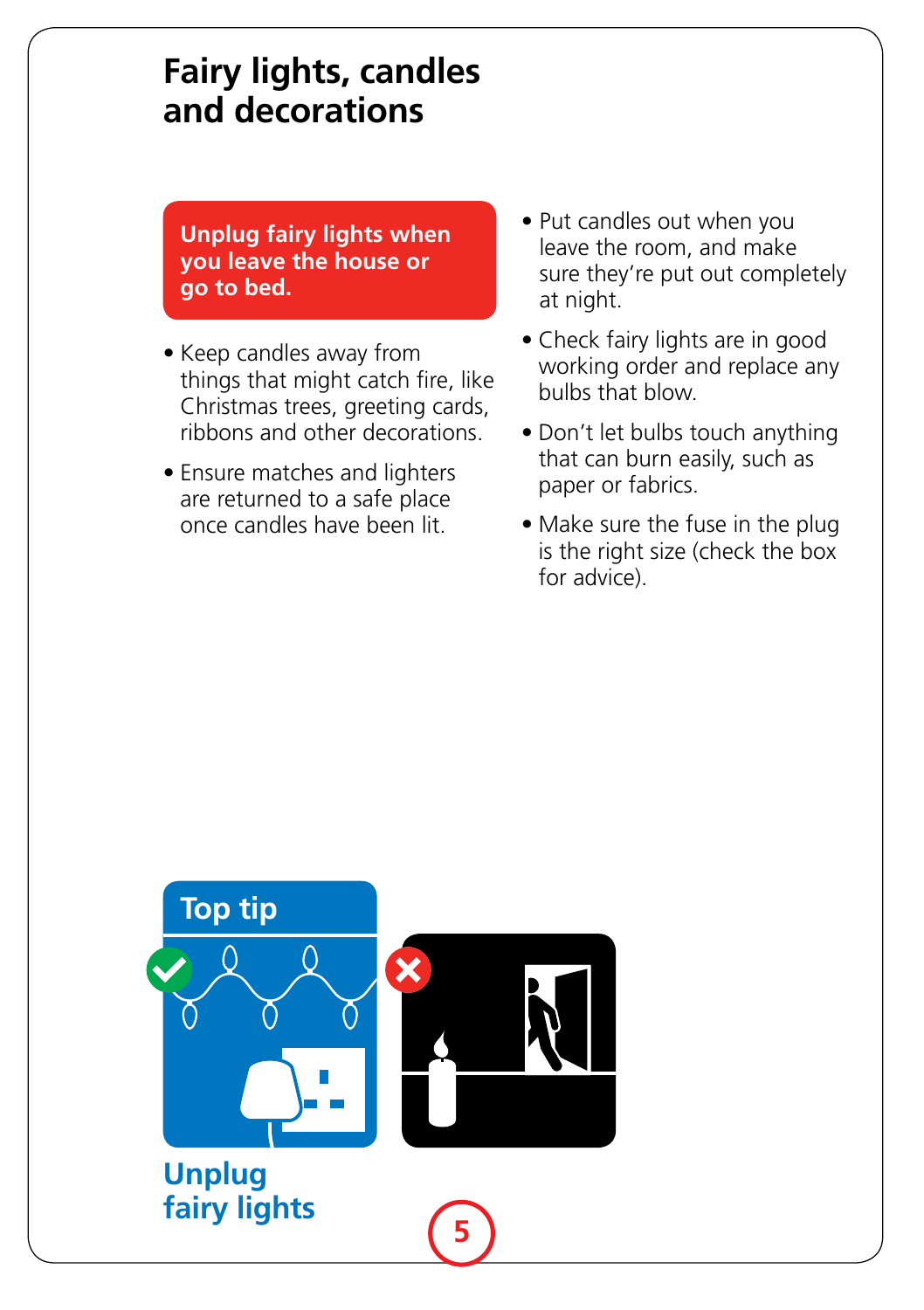# Fairy lights, candles and decorations

**Unplug fairy lights when you leave the house or go to bed.**

- Keep candles away from things that might catch fire, like Christmas trees, greeting cards, ribbons and other decorations.
- Ensure matches and lighters are returned to a safe place once candles have been lit.
- Put candles out when you leave the room, and make sure they're put out completely at night.
- Check fairy lights are in good working order and replace any bulbs that blow.
- Don't let bulbs touch anything that can burn easily, such as paper or fabrics.
- Make sure the fuse in the plug is the right size (check the box for advice).

## Top tip

**Unplug fairy lights**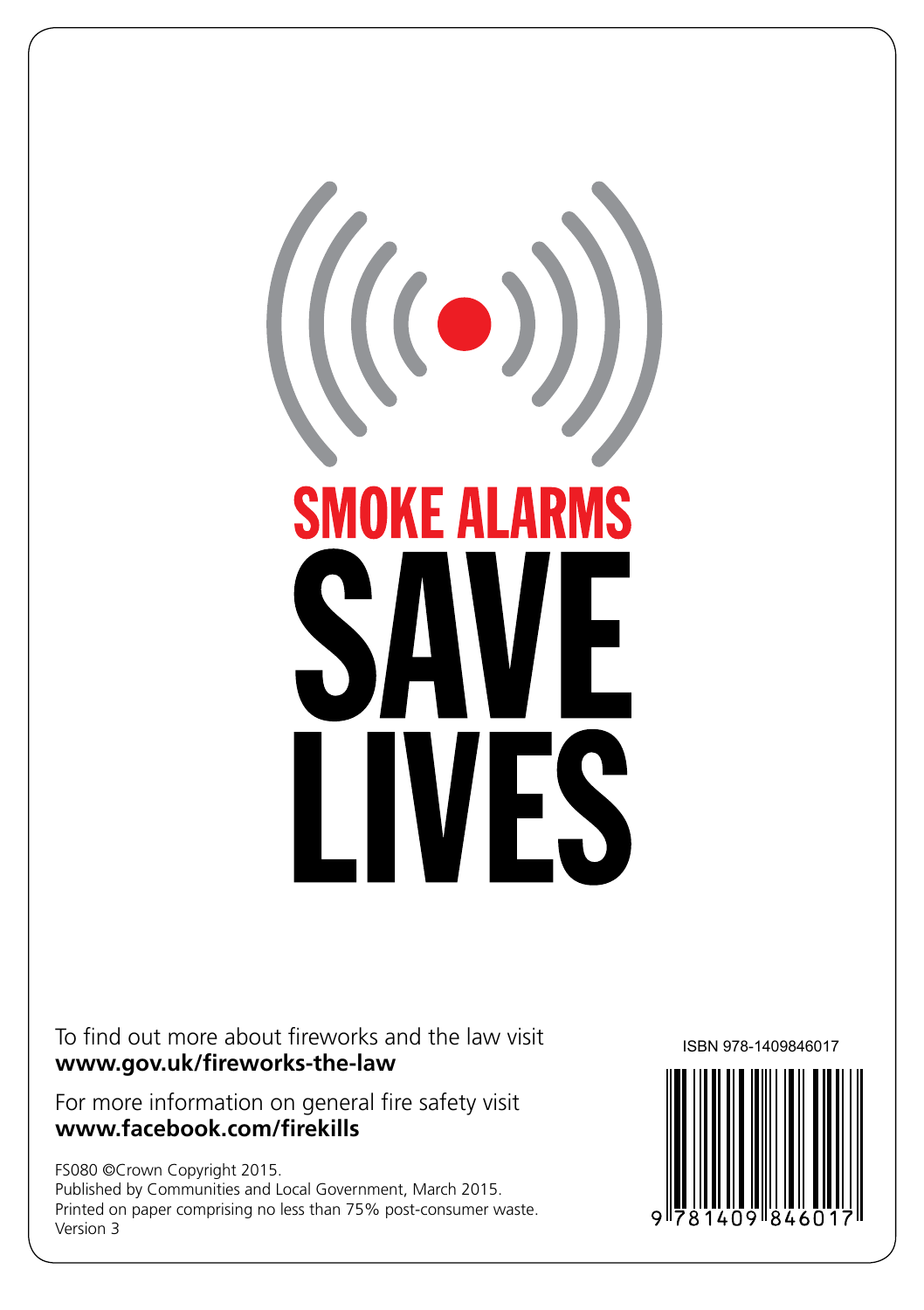# SMOKE ALARMS SAVE LIVES

To find out more about fireworks and the law visit
**www.gov.uk/fireworks-the-law**

For more information on general fire safety visit
**www.facebook.com/firekills**

FS080 ©Crown Copyright 2015.
Published by Communities and Local Government, March 2015.
Printed on paper comprising no less than 75% post-consumer waste.
Version 3

ISBN 978-1409846017

9 781409 846017